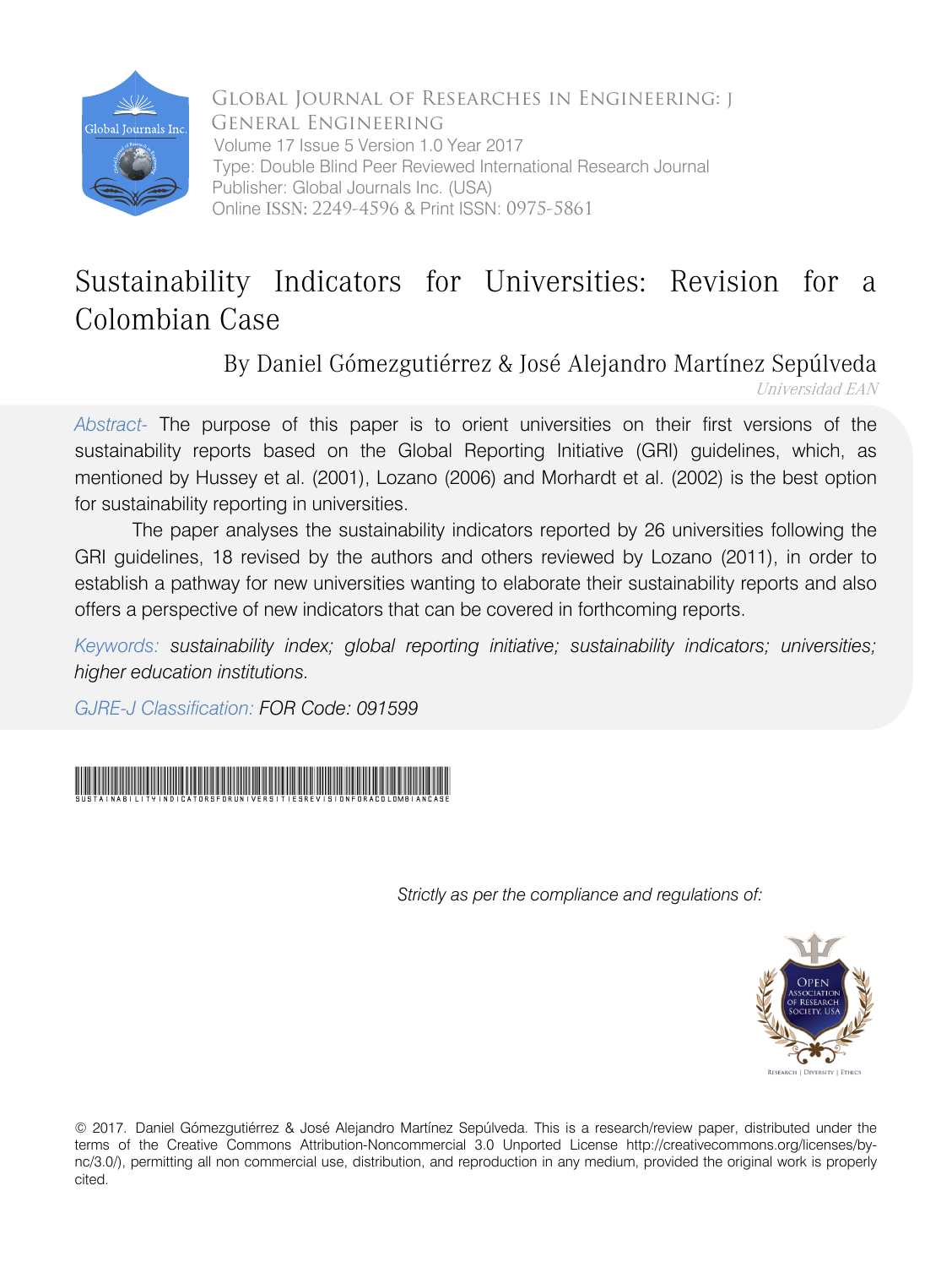Global Journal of Researches in Engineering: J General Engineering
Volume 17 Issue 5 Version 1.0 Year 2017
Type: Double Blind Peer Reviewed International Research Journal
Publisher: Global Journals Inc. (USA)
Online ISSN: 2249-4596 & Print ISSN: 0975-5861

# Sustainability Indicators for Universities: Revision for a Colombian Case

By Daniel Gómezgutiérrez & José Alejandro Martínez Sepúlveda

*Universidad EAN*

*Abstract-* The purpose of this paper is to orient universities on their first versions of the sustainability reports based on the Global Reporting Initiative (GRI) guidelines, which, as mentioned by Hussey et al. (2001), Lozano (2006) and Morhardt et al. (2002) is the best option for sustainability reporting in universities.

The paper analyses the sustainability indicators reported by 26 universities following the GRI guidelines, 18 revised by the authors and others reviewed by Lozano (2011), in order to establish a pathway for new universities wanting to elaborate their sustainability reports and also offers a perspective of new indicators that can be covered in forthcoming reports.

*Keywords: sustainability index; global reporting initiative; sustainability indicators; universities; higher education institutions.*

*GJRE-J Classification: FOR Code: 091599*

*Strictly as per the compliance and regulations of:*

© 2017. Daniel Gómezgutiérrez & José Alejandro Martínez Sepúlveda. This is a research/review paper, distributed under the terms of the Creative Commons Attribution-Noncommercial 3.0 Unported License http://creativecommons.org/licenses/by-nc/3.0/), permitting all non commercial use, distribution, and reproduction in any medium, provided the original work is properly cited.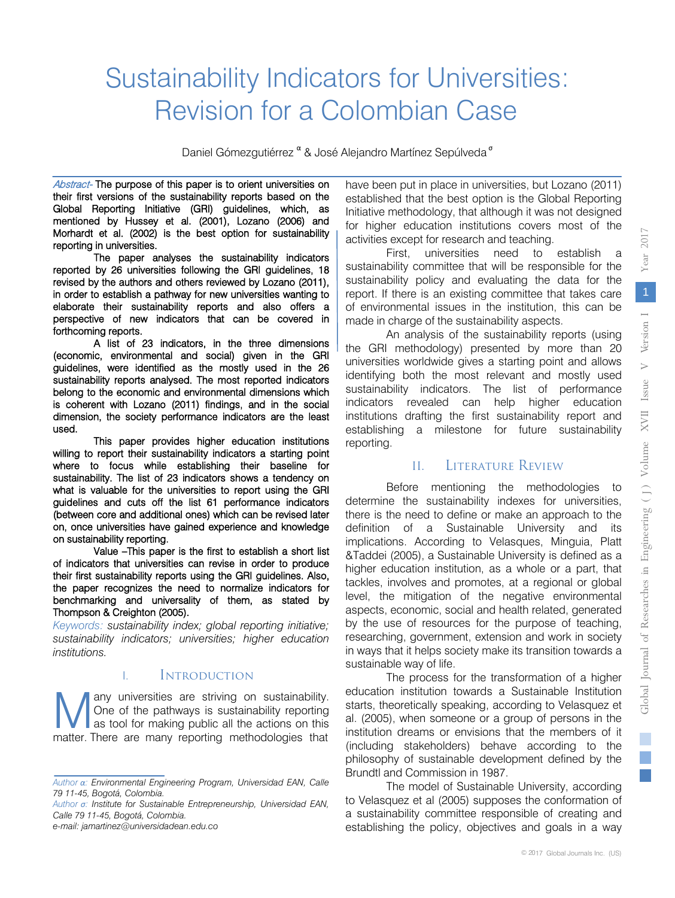# Sustainability Indicators for Universities: Revision for a Colombian Case

Daniel Gómezgutiérrez [α] & José Alejandro Martínez Sepúlveda [σ]

*Abstract-* The purpose of this paper is to orient universities on their first versions of the sustainability reports based on the Global Reporting Initiative (GRI) guidelines, which, as mentioned by Hussey et al. (2001), Lozano (2006) and Morhardt et al. (2002) is the best option for sustainability reporting in universities.

The paper analyses the sustainability indicators reported by 26 universities following the GRI guidelines, 18 revised by the authors and others reviewed by Lozano (2011), in order to establish a pathway for new universities wanting to elaborate their sustainability reports and also offers a perspective of new indicators that can be covered in forthcoming reports.

A list of 23 indicators, in the three dimensions (economic, environmental and social) given in the GRI guidelines, were identified as the mostly used in the 26 sustainability reports analysed. The most reported indicators belong to the economic and environmental dimensions which is coherent with Lozano (2011) findings, and in the social dimension, the society performance indicators are the least used.

This paper provides higher education institutions willing to report their sustainability indicators a starting point where to focus while establishing their baseline for sustainability. The list of 23 indicators shows a tendency on what is valuable for the universities to report using the GRI guidelines and cuts off the list 61 performance indicators (between core and additional ones) which can be revised later on, once universities have gained experience and knowledge on sustainability reporting.

Value –This paper is the first to establish a short list of indicators that universities can revise in order to produce their first sustainability reports using the GRI guidelines. Also, the paper recognizes the need to normalize indicators for benchmarking and universality of them, as stated by Thompson & Creighton (2005).

*Keywords: sustainability index; global reporting initiative; sustainability indicators; universities; higher education institutions.*

## I. Introduction

Many universities are striving on sustainability. One of the pathways is sustainability reporting as tool for making public all the actions on this matter. There are many reporting methodologies that have been put in place in universities, but Lozano (2011) established that the best option is the Global Reporting Initiative methodology, that although it was not designed for higher education institutions covers most of the activities except for research and teaching.

First, universities need to establish a sustainability committee that will be responsible for the sustainability policy and evaluating the data for the report. If there is an existing committee that takes care of environmental issues in the institution, this can be made in charge of the sustainability aspects.

An analysis of the sustainability reports (using the GRI methodology) presented by more than 20 universities worldwide gives a starting point and allows identifying both the most relevant and mostly used sustainability indicators. The list of performance indicators revealed can help higher education institutions drafting the first sustainability report and establishing a milestone for future sustainability reporting.

## II. Literature Review

Before mentioning the methodologies to determine the sustainability indexes for universities, there is the need to define or make an approach to the definition of a Sustainable University and its implications. According to Velasques, Minguia, Platt &Taddei (2005), a Sustainable University is defined as a higher education institution, as a whole or a part, that tackles, involves and promotes, at a regional or global level, the mitigation of the negative environmental aspects, economic, social and health related, generated by the use of resources for the purpose of teaching, researching, government, extension and work in society in ways that it helps society make its transition towards a sustainable way of life.

The process for the transformation of a higher education institution towards a Sustainable Institution starts, theoretically speaking, according to Velasquez et al. (2005), when someone or a group of persons in the institution dreams or envisions that the members of it (including stakeholders) behave according to the philosophy of sustainable development defined by the Brundtl and Commission in 1987.

The model of Sustainable University, according to Velasquez et al (2005) supposes the conformation of a sustainability committee responsible of creating and establishing the policy, objectives and goals in a way

*Author α: Environmental Engineering Program, Universidad EAN, Calle 79 11-45, Bogotá, Colombia.*
*Author σ: Institute for Sustainable Entrepreneurship, Universidad EAN, Calle 79 11-45, Bogotá, Colombia.*
*e-mail: jamartinez@universidadean.edu.co*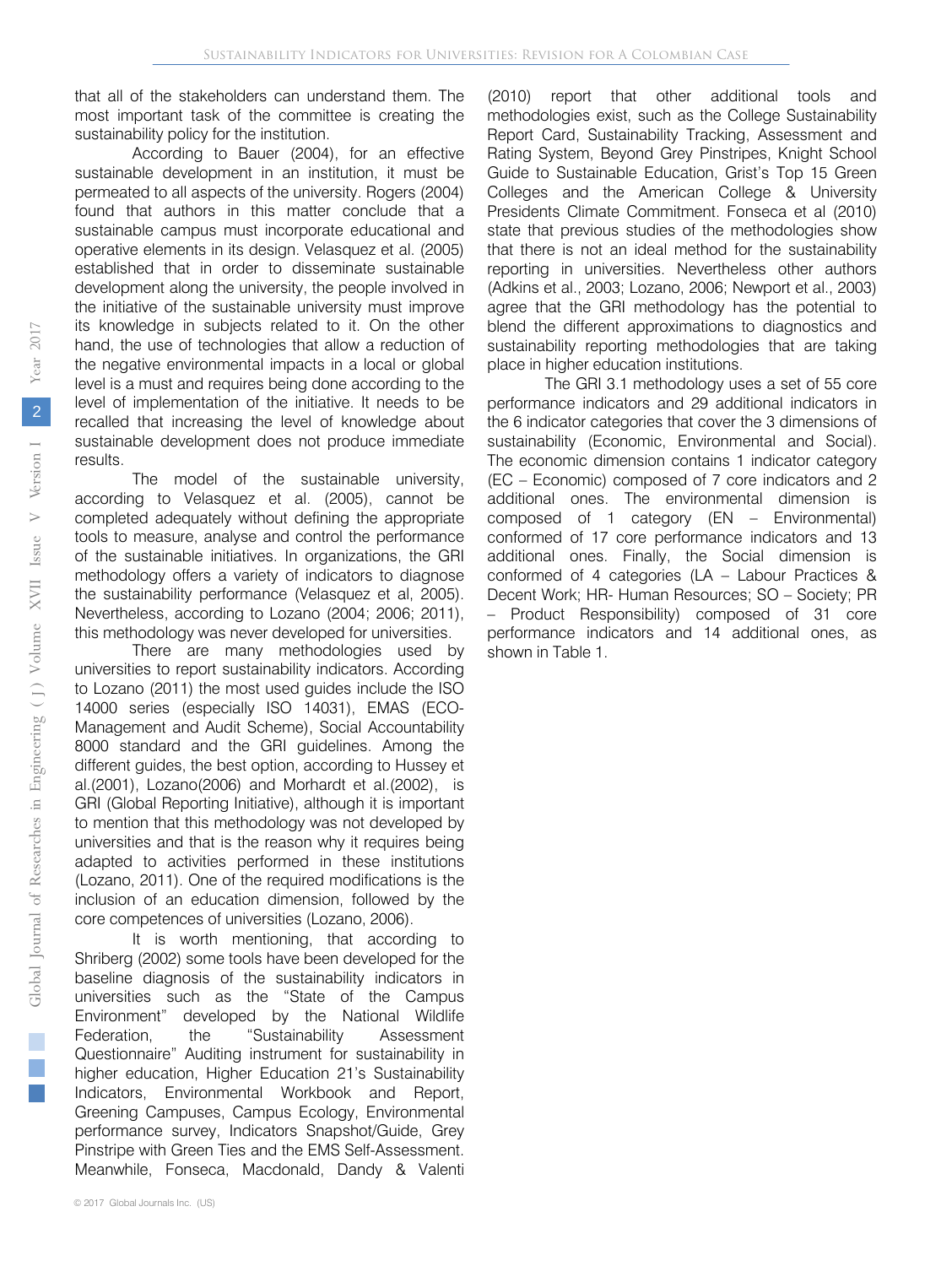that all of the stakeholders can understand them. The most important task of the committee is creating the sustainability policy for the institution.

According to Bauer (2004), for an effective sustainable development in an institution, it must be permeated to all aspects of the university. Rogers (2004) found that authors in this matter conclude that a sustainable campus must incorporate educational and operative elements in its design. Velasquez et al. (2005) established that in order to disseminate sustainable development along the university, the people involved in the initiative of the sustainable university must improve its knowledge in subjects related to it. On the other hand, the use of technologies that allow a reduction of the negative environmental impacts in a local or global level is a must and requires being done according to the level of implementation of the initiative. It needs to be recalled that increasing the level of knowledge about sustainable development does not produce immediate results.

The model of the sustainable university, according to Velasquez et al. (2005), cannot be completed adequately without defining the appropriate tools to measure, analyse and control the performance of the sustainable initiatives. In organizations, the GRI methodology offers a variety of indicators to diagnose the sustainability performance (Velasquez et al, 2005). Nevertheless, according to Lozano (2004; 2006; 2011), this methodology was never developed for universities.

There are many methodologies used by universities to report sustainability indicators. According to Lozano (2011) the most used guides include the ISO 14000 series (especially ISO 14031), EMAS (ECO-Management and Audit Scheme), Social Accountability 8000 standard and the GRI guidelines. Among the different guides, the best option, according to Hussey et al.(2001), Lozano(2006) and Morhardt et al.(2002), is GRI (Global Reporting Initiative), although it is important to mention that this methodology was not developed by universities and that is the reason why it requires being adapted to activities performed in these institutions (Lozano, 2011). One of the required modifications is the inclusion of an education dimension, followed by the core competences of universities (Lozano, 2006).

It is worth mentioning, that according to Shriberg (2002) some tools have been developed for the baseline diagnosis of the sustainability indicators in universities such as the "State of the Campus Environment" developed by the National Wildlife Federation, the "Sustainability Assessment Questionnaire" Auditing instrument for sustainability in higher education, Higher Education 21's Sustainability Indicators, Environmental Workbook and Report, Greening Campuses, Campus Ecology, Environmental performance survey, Indicators Snapshot/Guide, Grey Pinstripe with Green Ties and the EMS Self-Assessment. Meanwhile, Fonseca, Macdonald, Dandy & Valenti (2010) report that other additional tools and methodologies exist, such as the College Sustainability Report Card, Sustainability Tracking, Assessment and Rating System, Beyond Grey Pinstripes, Knight School Guide to Sustainable Education, Grist's Top 15 Green Colleges and the American College & University Presidents Climate Commitment. Fonseca et al (2010) state that previous studies of the methodologies show that there is not an ideal method for the sustainability reporting in universities. Nevertheless other authors (Adkins et al., 2003; Lozano, 2006; Newport et al., 2003) agree that the GRI methodology has the potential to blend the different approximations to diagnostics and sustainability reporting methodologies that are taking place in higher education institutions.

The GRI 3.1 methodology uses a set of 55 core performance indicators and 29 additional indicators in the 6 indicator categories that cover the 3 dimensions of sustainability (Economic, Environmental and Social). The economic dimension contains 1 indicator category (EC – Economic) composed of 7 core indicators and 2 additional ones. The environmental dimension is composed of 1 category (EN – Environmental) conformed of 17 core performance indicators and 13 additional ones. Finally, the Social dimension is conformed of 4 categories (LA – Labour Practices & Decent Work; HR- Human Resources; SO – Society; PR – Product Responsibility) composed of 31 core performance indicators and 14 additional ones, as shown in Table 1.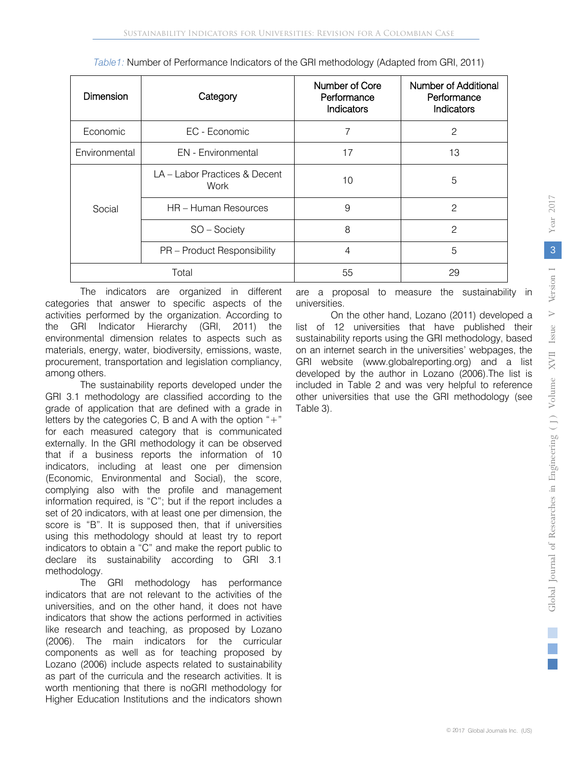*Table1:* Number of Performance Indicators of the GRI methodology (Adapted from GRI, 2011)

| Dimension | Category | Number of Core Performance Indicators | Number of Additional Performance Indicators |
|---|---|---|---|
| Economic | EC - Economic | 7 | 2 |
| Environmental | EN - Environmental | 17 | 13 |
| Social | LA – Labor Practices & Decent Work | 10 | 5 |
| | HR – Human Resources | 9 | 2 |
| | SO – Society | 8 | 2 |
| | PR – Product Responsibility | 4 | 5 |
| Total | | 55 | 29 |

The indicators are organized in different categories that answer to specific aspects of the activities performed by the organization. According to the GRI Indicator Hierarchy (GRI, 2011) the environmental dimension relates to aspects such as materials, energy, water, biodiversity, emissions, waste, procurement, transportation and legislation compliancy, among others.

The sustainability reports developed under the GRI 3.1 methodology are classified according to the grade of application that are defined with a grade in letters by the categories C, B and A with the option "+" for each measured category that is communicated externally. In the GRI methodology it can be observed that if a business reports the information of 10 indicators, including at least one per dimension (Economic, Environmental and Social), the score, complying also with the profile and management information required, is "C"; but if the report includes a set of 20 indicators, with at least one per dimension, the score is "B". It is supposed then, that if universities using this methodology should at least try to report indicators to obtain a "C" and make the report public to declare its sustainability according to GRI 3.1 methodology.

The GRI methodology has performance indicators that are not relevant to the activities of the universities, and on the other hand, it does not have indicators that show the actions performed in activities like research and teaching, as proposed by Lozano (2006). The main indicators for the curricular components as well as for teaching proposed by Lozano (2006) include aspects related to sustainability as part of the curricula and the research activities. It is worth mentioning that there is noGRI methodology for Higher Education Institutions and the indicators shown are a proposal to measure the sustainability in universities.

On the other hand, Lozano (2011) developed a list of 12 universities that have published their sustainability reports using the GRI methodology, based on an internet search in the universities' webpages, the GRI website (www.globalreporting.org) and a list developed by the author in Lozano (2006).The list is included in Table 2 and was very helpful to reference other universities that use the GRI methodology (see Table 3).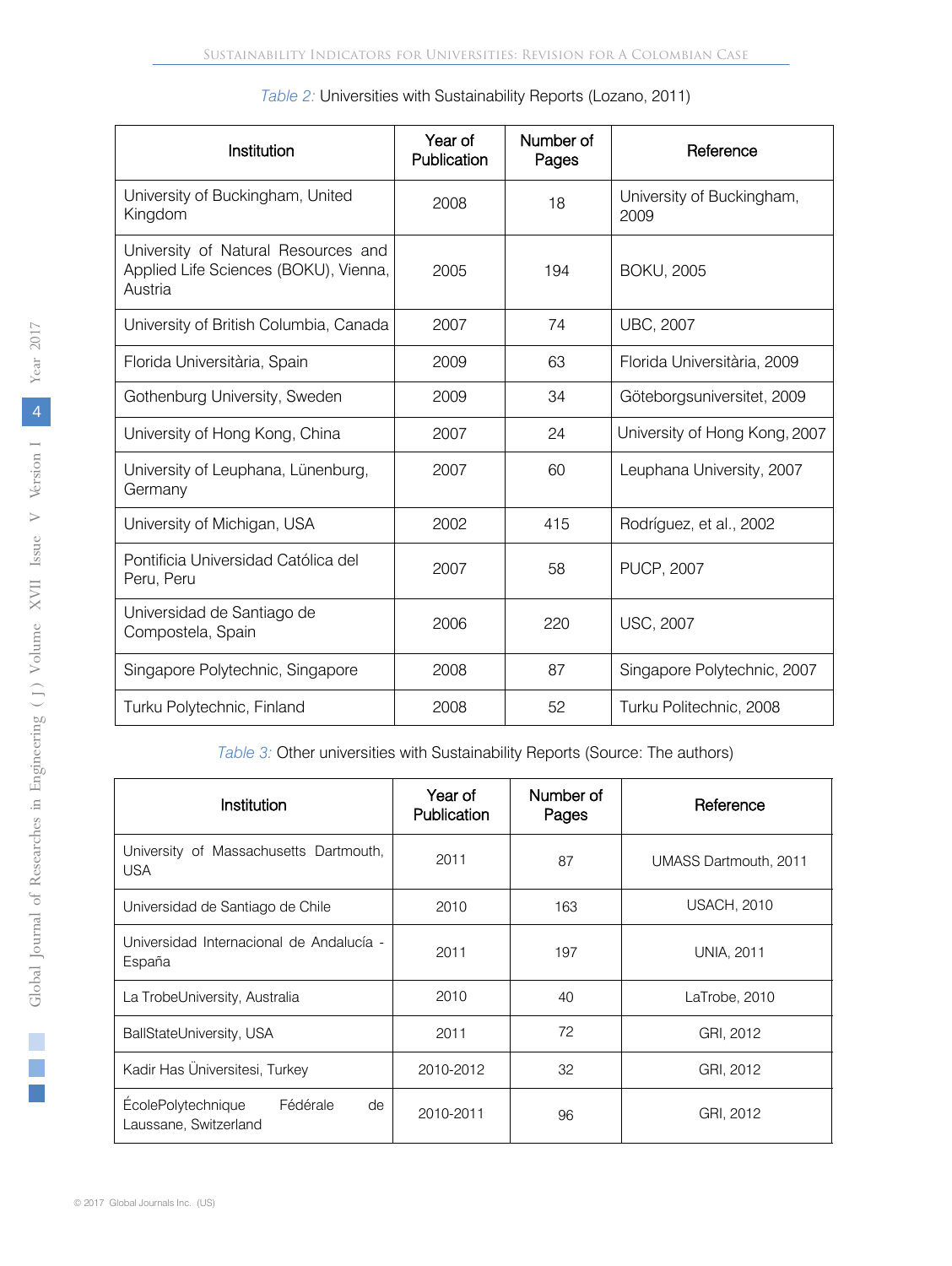*Table 2:* Universities with Sustainability Reports (Lozano, 2011)

| Institution | Year of Publication | Number of Pages | Reference |
|---|---|---|---|
| University of Buckingham, United Kingdom | 2008 | 18 | University of Buckingham, 2009 |
| University of Natural Resources and Applied Life Sciences (BOKU), Vienna, Austria | 2005 | 194 | BOKU, 2005 |
| University of British Columbia, Canada | 2007 | 74 | UBC, 2007 |
| Florida Universitària, Spain | 2009 | 63 | Florida Universitària, 2009 |
| Gothenburg University, Sweden | 2009 | 34 | Göteborgsuniversitet, 2009 |
| University of Hong Kong, China | 2007 | 24 | University of Hong Kong, 2007 |
| University of Leuphana, Lünenburg, Germany | 2007 | 60 | Leuphana University, 2007 |
| University of Michigan, USA | 2002 | 415 | Rodríguez, et al., 2002 |
| Pontificia Universidad Católica del Peru, Peru | 2007 | 58 | PUCP, 2007 |
| Universidad de Santiago de Compostela, Spain | 2006 | 220 | USC, 2007 |
| Singapore Polytechnic, Singapore | 2008 | 87 | Singapore Polytechnic, 2007 |
| Turku Polytechnic, Finland | 2008 | 52 | Turku Politechnic, 2008 |

*Table 3:* Other universities with Sustainability Reports (Source: The authors)

| Institution | Year of Publication | Number of Pages | Reference |
|---|---|---|---|
| University of Massachusetts Dartmouth, USA | 2011 | 87 | UMASS Dartmouth, 2011 |
| Universidad de Santiago de Chile | 2010 | 163 | USACH, 2010 |
| Universidad Internacional de Andalucía - España | 2011 | 197 | UNIA, 2011 |
| La TrobeUniversity, Australia | 2010 | 40 | LaTrobe, 2010 |
| BallStateUniversity, USA | 2011 | 72 | GRI, 2012 |
| Kadir Has Üniversitesi, Turkey | 2010-2012 | 32 | GRI, 2012 |
| ÉcolePolytechnique Fédérale de Laussane, Switzerland | 2010-2011 | 96 | GRI, 2012 |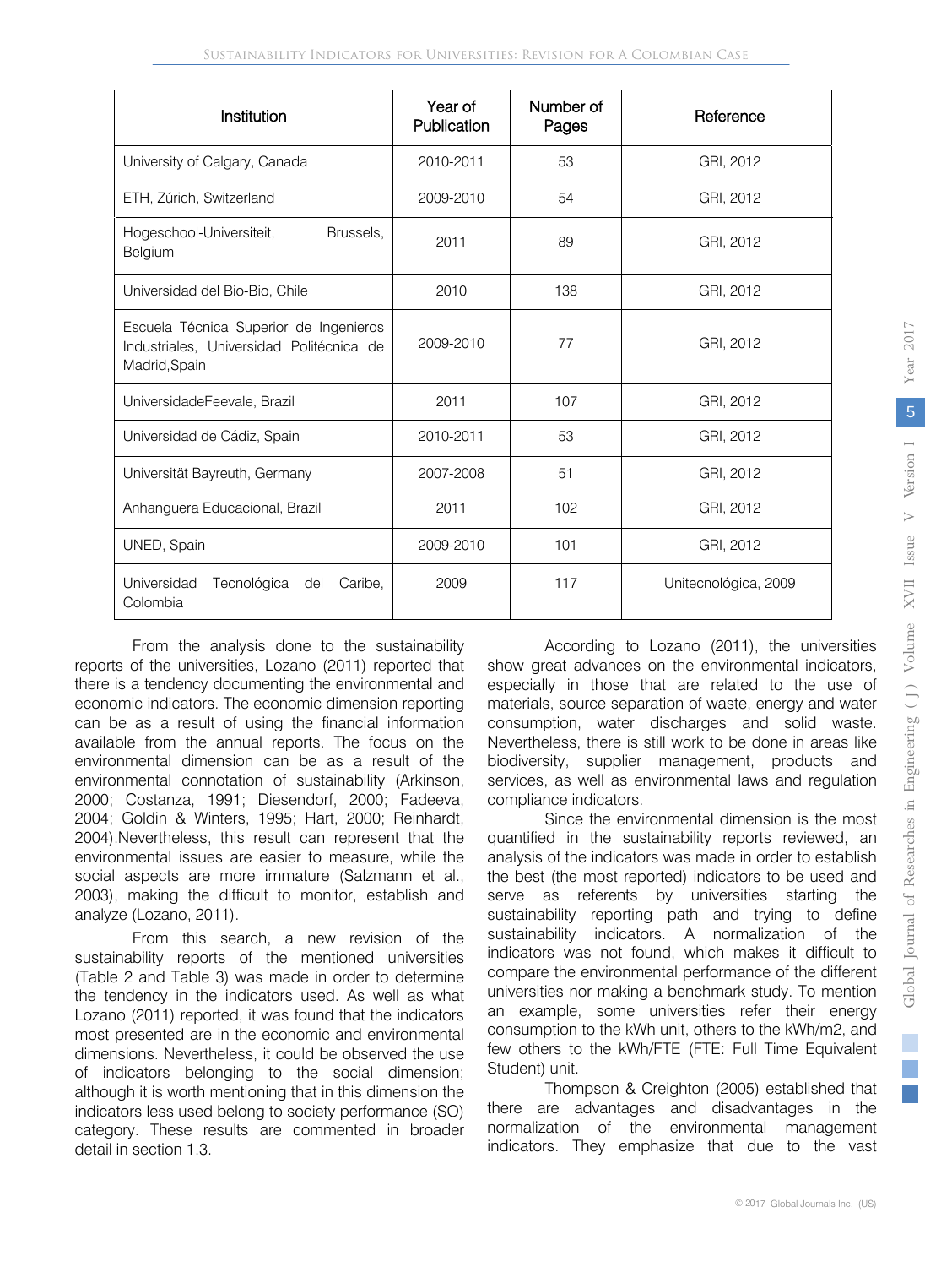| Institution | Year of Publication | Number of Pages | Reference |
|---|---|---|---|
| University of Calgary, Canada | 2010-2011 | 53 | GRI, 2012 |
| ETH, Zúrich, Switzerland | 2009-2010 | 54 | GRI, 2012 |
| Hogeschool-Universiteit, Brussels, Belgium | 2011 | 89 | GRI, 2012 |
| Universidad del Bio-Bio, Chile | 2010 | 138 | GRI, 2012 |
| Escuela Técnica Superior de Ingenieros Industriales, Universidad Politécnica de Madrid,Spain | 2009-2010 | 77 | GRI, 2012 |
| UniversidadeFeevale, Brazil | 2011 | 107 | GRI, 2012 |
| Universidad de Cádiz, Spain | 2010-2011 | 53 | GRI, 2012 |
| Universität Bayreuth, Germany | 2007-2008 | 51 | GRI, 2012 |
| Anhanguera Educacional, Brazil | 2011 | 102 | GRI, 2012 |
| UNED, Spain | 2009-2010 | 101 | GRI, 2012 |
| Universidad Tecnológica del Caribe, Colombia | 2009 | 117 | Unitecnológica, 2009 |

From the analysis done to the sustainability reports of the universities, Lozano (2011) reported that there is a tendency documenting the environmental and economic indicators. The economic dimension reporting can be as a result of using the financial information available from the annual reports. The focus on the environmental dimension can be as a result of the environmental connotation of sustainability (Arkinson, 2000; Costanza, 1991; Diesendorf, 2000; Fadeeva, 2004; Goldin & Winters, 1995; Hart, 2000; Reinhardt, 2004).Nevertheless, this result can represent that the environmental issues are easier to measure, while the social aspects are more immature (Salzmann et al., 2003), making the difficult to monitor, establish and analyze (Lozano, 2011).

From this search, a new revision of the sustainability reports of the mentioned universities (Table 2 and Table 3) was made in order to determine the tendency in the indicators used. As well as what Lozano (2011) reported, it was found that the indicators most presented are in the economic and environmental dimensions. Nevertheless, it could be observed the use of indicators belonging to the social dimension; although it is worth mentioning that in this dimension the indicators less used belong to society performance (SO) category. These results are commented in broader detail in section 1.3.

According to Lozano (2011), the universities show great advances on the environmental indicators, especially in those that are related to the use of materials, source separation of waste, energy and water consumption, water discharges and solid waste. Nevertheless, there is still work to be done in areas like biodiversity, supplier management, products and services, as well as environmental laws and regulation compliance indicators.

Since the environmental dimension is the most quantified in the sustainability reports reviewed, an analysis of the indicators was made in order to establish the best (the most reported) indicators to be used and serve as referents by universities starting the sustainability reporting path and trying to define sustainability indicators. A normalization of the indicators was not found, which makes it difficult to compare the environmental performance of the different universities nor making a benchmark study. To mention an example, some universities refer their energy consumption to the kWh unit, others to the kWh/m2, and few others to the kWh/FTE (FTE: Full Time Equivalent Student) unit.

Thompson & Creighton (2005) established that there are advantages and disadvantages in the normalization of the environmental management indicators. They emphasize that due to the vast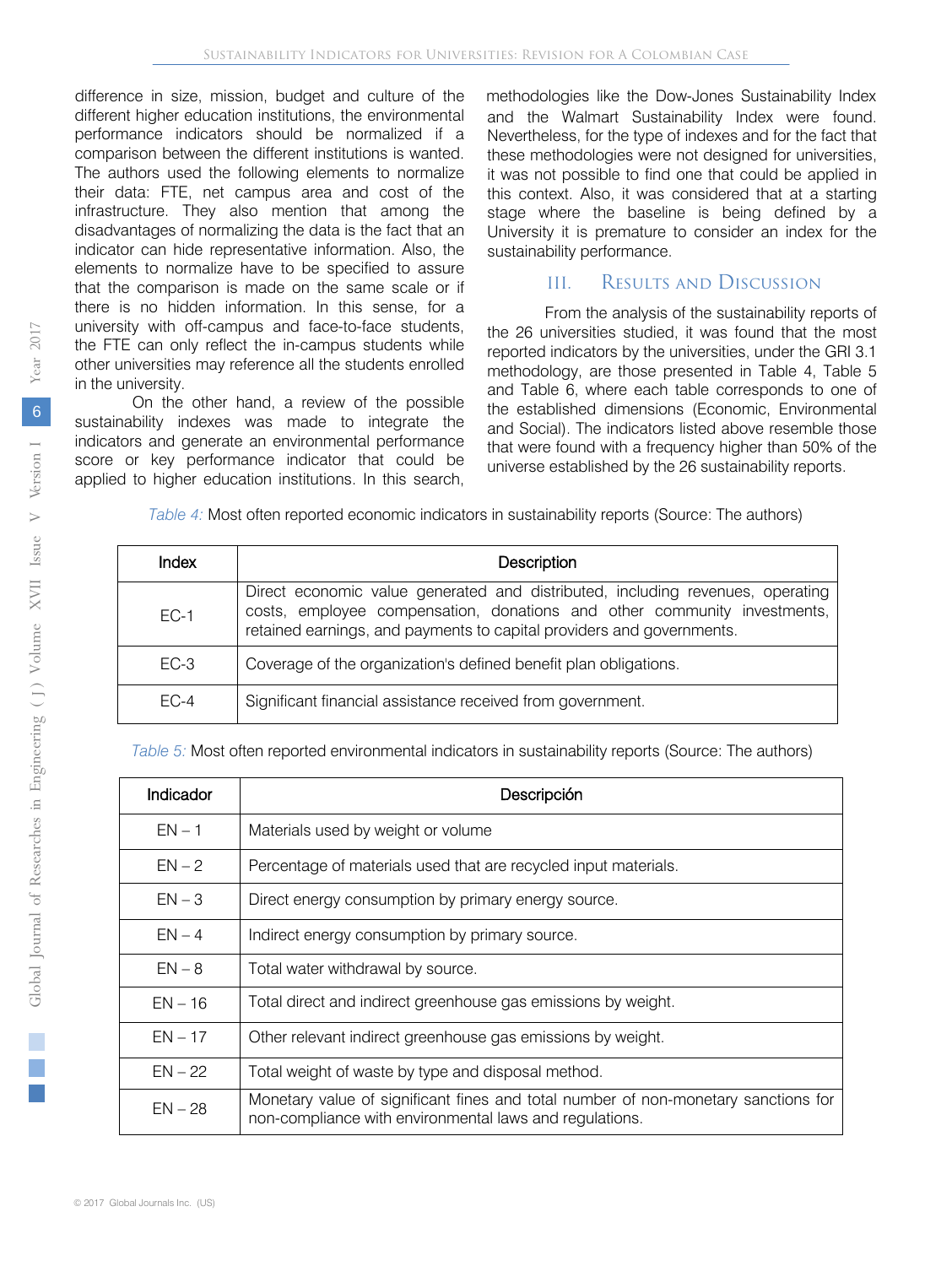difference in size, mission, budget and culture of the different higher education institutions, the environmental performance indicators should be normalized if a comparison between the different institutions is wanted. The authors used the following elements to normalize their data: FTE, net campus area and cost of the infrastructure. They also mention that among the disadvantages of normalizing the data is the fact that an indicator can hide representative information. Also, the elements to normalize have to be specified to assure that the comparison is made on the same scale or if there is no hidden information. In this sense, for a university with off-campus and face-to-face students, the FTE can only reflect the in-campus students while other universities may reference all the students enrolled in the university.

On the other hand, a review of the possible sustainability indexes was made to integrate the indicators and generate an environmental performance score or key performance indicator that could be applied to higher education institutions. In this search, methodologies like the Dow-Jones Sustainability Index and the Walmart Sustainability Index were found. Nevertheless, for the type of indexes and for the fact that these methodologies were not designed for universities, it was not possible to find one that could be applied in this context. Also, it was considered that at a starting stage where the baseline is being defined by a University it is premature to consider an index for the sustainability performance.

## III. Results and Discussion

From the analysis of the sustainability reports of the 26 universities studied, it was found that the most reported indicators by the universities, under the GRI 3.1 methodology, are those presented in Table 4, Table 5 and Table 6, where each table corresponds to one of the established dimensions (Economic, Environmental and Social). The indicators listed above resemble those that were found with a frequency higher than 50% of the universe established by the 26 sustainability reports.

*Table 4:* Most often reported economic indicators in sustainability reports (Source: The authors)

| Index | Description |
|---|---|
| EC-1 | Direct economic value generated and distributed, including revenues, operating costs, employee compensation, donations and other community investments, retained earnings, and payments to capital providers and governments. |
| EC-3 | Coverage of the organization's defined benefit plan obligations. |
| EC-4 | Significant financial assistance received from government. |

*Table 5:* Most often reported environmental indicators in sustainability reports (Source: The authors)

| Indicador | Descripción |
|---|---|
| EN – 1 | Materials used by weight or volume |
| EN – 2 | Percentage of materials used that are recycled input materials. |
| EN – 3 | Direct energy consumption by primary energy source. |
| EN – 4 | Indirect energy consumption by primary source. |
| EN – 8 | Total water withdrawal by source. |
| EN – 16 | Total direct and indirect greenhouse gas emissions by weight. |
| EN – 17 | Other relevant indirect greenhouse gas emissions by weight. |
| EN – 22 | Total weight of waste by type and disposal method. |
| EN – 28 | Monetary value of significant fines and total number of non-monetary sanctions for non-compliance with environmental laws and regulations. |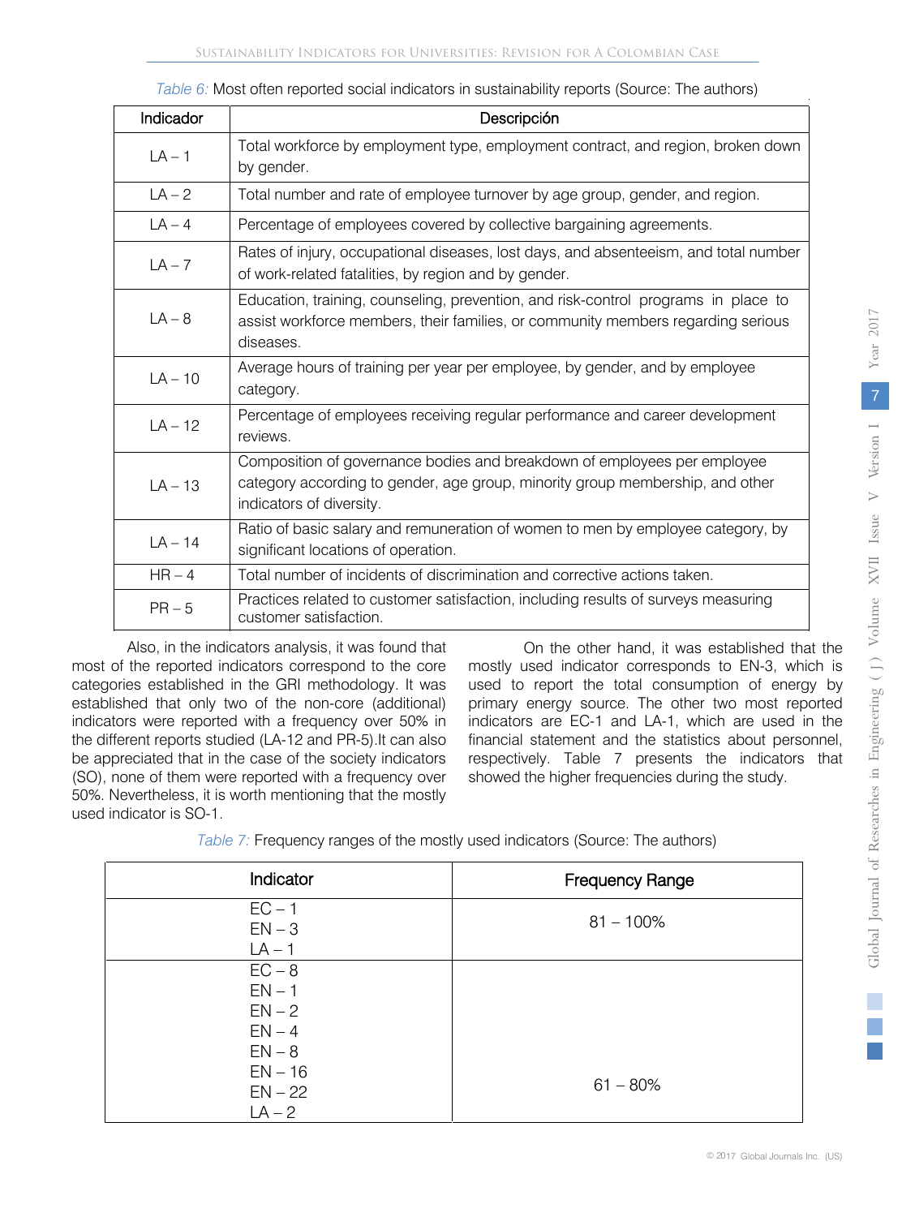*Table 6:* Most often reported social indicators in sustainability reports (Source: The authors)

| Indicador | Descripción |
|---|---|
| LA – 1 | Total workforce by employment type, employment contract, and region, broken down by gender. |
| LA – 2 | Total number and rate of employee turnover by age group, gender, and region. |
| LA – 4 | Percentage of employees covered by collective bargaining agreements. |
| LA – 7 | Rates of injury, occupational diseases, lost days, and absenteeism, and total number of work-related fatalities, by region and by gender. |
| LA – 8 | Education, training, counseling, prevention, and risk-control programs in place to assist workforce members, their families, or community members regarding serious diseases. |
| LA – 10 | Average hours of training per year per employee, by gender, and by employee category. |
| LA – 12 | Percentage of employees receiving regular performance and career development reviews. |
| LA – 13 | Composition of governance bodies and breakdown of employees per employee category according to gender, age group, minority group membership, and other indicators of diversity. |
| LA – 14 | Ratio of basic salary and remuneration of women to men by employee category, by significant locations of operation. |
| HR – 4 | Total number of incidents of discrimination and corrective actions taken. |
| PR – 5 | Practices related to customer satisfaction, including results of surveys measuring customer satisfaction. |

Also, in the indicators analysis, it was found that most of the reported indicators correspond to the core categories established in the GRI methodology. It was established that only two of the non-core (additional) indicators were reported with a frequency over 50% in the different reports studied (LA-12 and PR-5).It can also be appreciated that in the case of the society indicators (SO), none of them were reported with a frequency over 50%. Nevertheless, it is worth mentioning that the mostly used indicator is SO-1.

On the other hand, it was established that the mostly used indicator corresponds to EN-3, which is used to report the total consumption of energy by primary energy source. The other two most reported indicators are EC-1 and LA-1, which are used in the financial statement and the statistics about personnel, respectively. Table 7 presents the indicators that showed the higher frequencies during the study.

*Table 7:* Frequency ranges of the mostly used indicators (Source: The authors)

| Indicator | Frequency Range |
|---|---|
| EC – 1<br>EN – 3<br>LA – 1 | 81 – 100% |
| EC – 8<br>EN – 1<br>EN – 2<br>EN – 4<br>EN – 8<br>EN – 16<br>EN – 22<br>LA – 2 | 61 – 80% |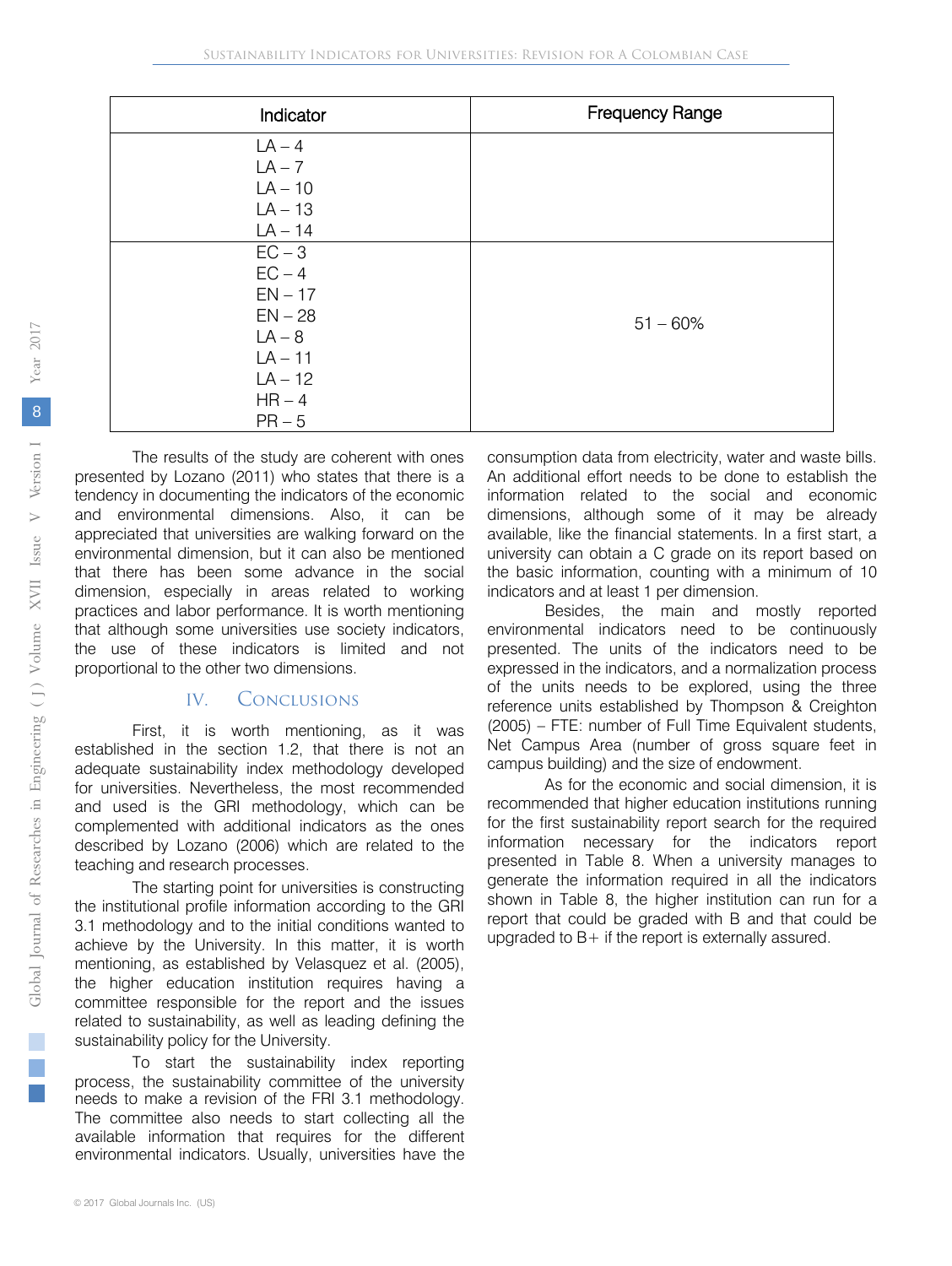| Indicator | Frequency Range |
|---|---|
| LA – 4<br>LA – 7<br>LA – 10<br>LA – 13<br>LA – 14 | |
| EC – 3<br>EC – 4<br>EN – 17<br>EN – 28<br>LA – 8<br>LA – 11<br>LA – 12<br>HR – 4<br>PR – 5 | 51 – 60% |

The results of the study are coherent with ones presented by Lozano (2011) who states that there is a tendency in documenting the indicators of the economic and environmental dimensions. Also, it can be appreciated that universities are walking forward on the environmental dimension, but it can also be mentioned that there has been some advance in the social dimension, especially in areas related to working practices and labor performance. It is worth mentioning that although some universities use society indicators, the use of these indicators is limited and not proportional to the other two dimensions.

## IV. Conclusions

First, it is worth mentioning, as it was established in the section 1.2, that there is not an adequate sustainability index methodology developed for universities. Nevertheless, the most recommended and used is the GRI methodology, which can be complemented with additional indicators as the ones described by Lozano (2006) which are related to the teaching and research processes.

The starting point for universities is constructing the institutional profile information according to the GRI 3.1 methodology and to the initial conditions wanted to achieve by the University. In this matter, it is worth mentioning, as established by Velasquez et al. (2005), the higher education institution requires having a committee responsible for the report and the issues related to sustainability, as well as leading defining the sustainability policy for the University.

To start the sustainability index reporting process, the sustainability committee of the university needs to make a revision of the FRI 3.1 methodology. The committee also needs to start collecting all the available information that requires for the different environmental indicators. Usually, universities have the consumption data from electricity, water and waste bills. An additional effort needs to be done to establish the information related to the social and economic dimensions, although some of it may be already available, like the financial statements. In a first start, a university can obtain a C grade on its report based on the basic information, counting with a minimum of 10 indicators and at least 1 per dimension.

Besides, the main and mostly reported environmental indicators need to be continuously presented. The units of the indicators need to be expressed in the indicators, and a normalization process of the units needs to be explored, using the three reference units established by Thompson & Creighton (2005) – FTE: number of Full Time Equivalent students, Net Campus Area (number of gross square feet in campus building) and the size of endowment.

As for the economic and social dimension, it is recommended that higher education institutions running for the first sustainability report search for the required information necessary for the indicators report presented in Table 8. When a university manages to generate the information required in all the indicators shown in Table 8, the higher institution can run for a report that could be graded with B and that could be upgraded to B+ if the report is externally assured.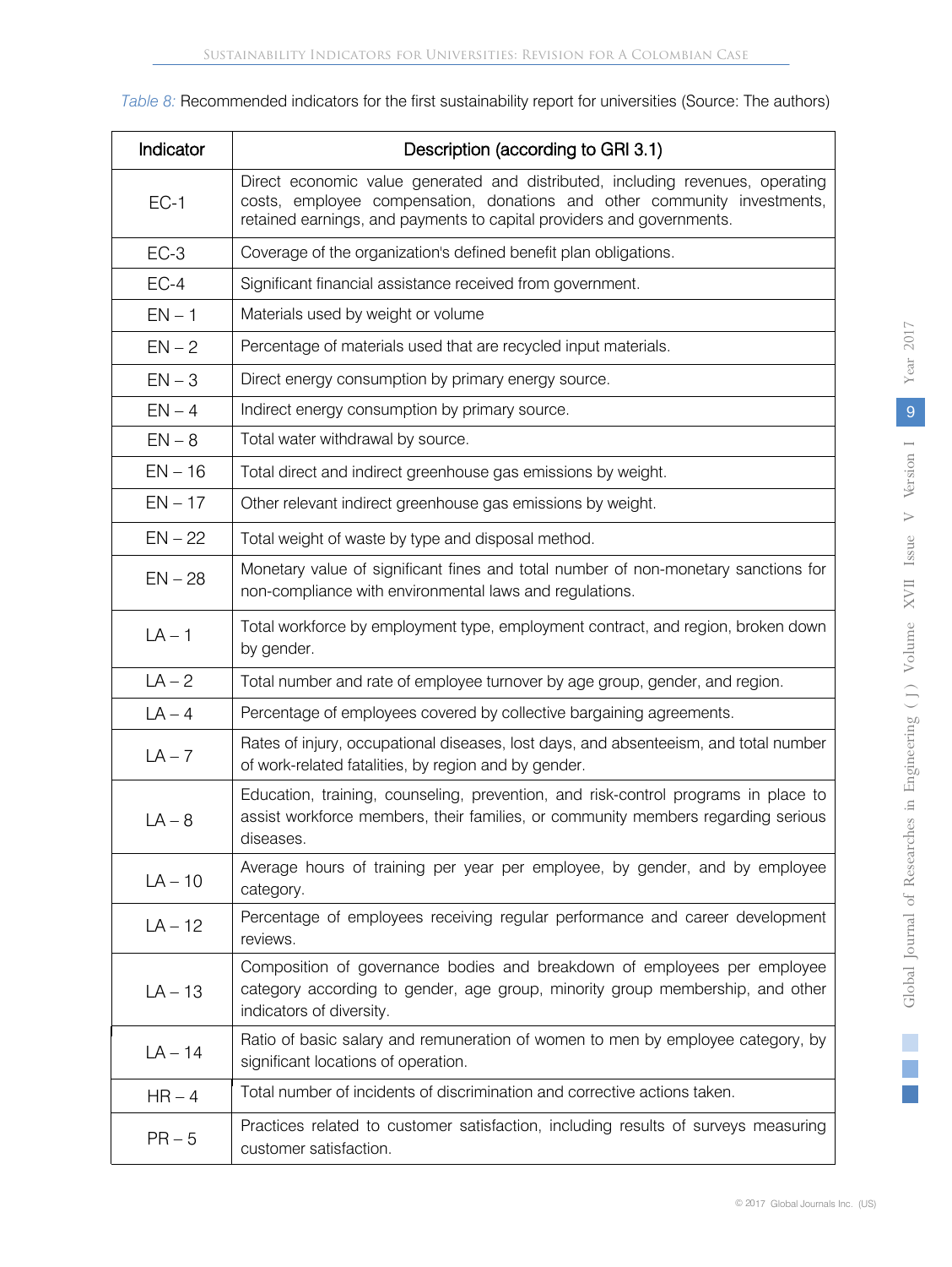*Table 8:* Recommended indicators for the first sustainability report for universities (Source: The authors)

| Indicator | Description (according to GRI 3.1) |
|---|---|
| EC-1 | Direct economic value generated and distributed, including revenues, operating costs, employee compensation, donations and other community investments, retained earnings, and payments to capital providers and governments. |
| EC-3 | Coverage of the organization's defined benefit plan obligations. |
| EC-4 | Significant financial assistance received from government. |
| EN – 1 | Materials used by weight or volume |
| EN – 2 | Percentage of materials used that are recycled input materials. |
| EN – 3 | Direct energy consumption by primary energy source. |
| EN – 4 | Indirect energy consumption by primary source. |
| EN – 8 | Total water withdrawal by source. |
| EN – 16 | Total direct and indirect greenhouse gas emissions by weight. |
| EN – 17 | Other relevant indirect greenhouse gas emissions by weight. |
| EN – 22 | Total weight of waste by type and disposal method. |
| EN – 28 | Monetary value of significant fines and total number of non-monetary sanctions for non-compliance with environmental laws and regulations. |
| LA – 1 | Total workforce by employment type, employment contract, and region, broken down by gender. |
| LA – 2 | Total number and rate of employee turnover by age group, gender, and region. |
| LA – 4 | Percentage of employees covered by collective bargaining agreements. |
| LA – 7 | Rates of injury, occupational diseases, lost days, and absenteeism, and total number of work-related fatalities, by region and by gender. |
| LA – 8 | Education, training, counseling, prevention, and risk-control programs in place to assist workforce members, their families, or community members regarding serious diseases. |
| LA – 10 | Average hours of training per year per employee, by gender, and by employee category. |
| LA – 12 | Percentage of employees receiving regular performance and career development reviews. |
| LA – 13 | Composition of governance bodies and breakdown of employees per employee category according to gender, age group, minority group membership, and other indicators of diversity. |
| LA – 14 | Ratio of basic salary and remuneration of women to men by employee category, by significant locations of operation. |
| HR – 4 | Total number of incidents of discrimination and corrective actions taken. |
| PR – 5 | Practices related to customer satisfaction, including results of surveys measuring customer satisfaction. |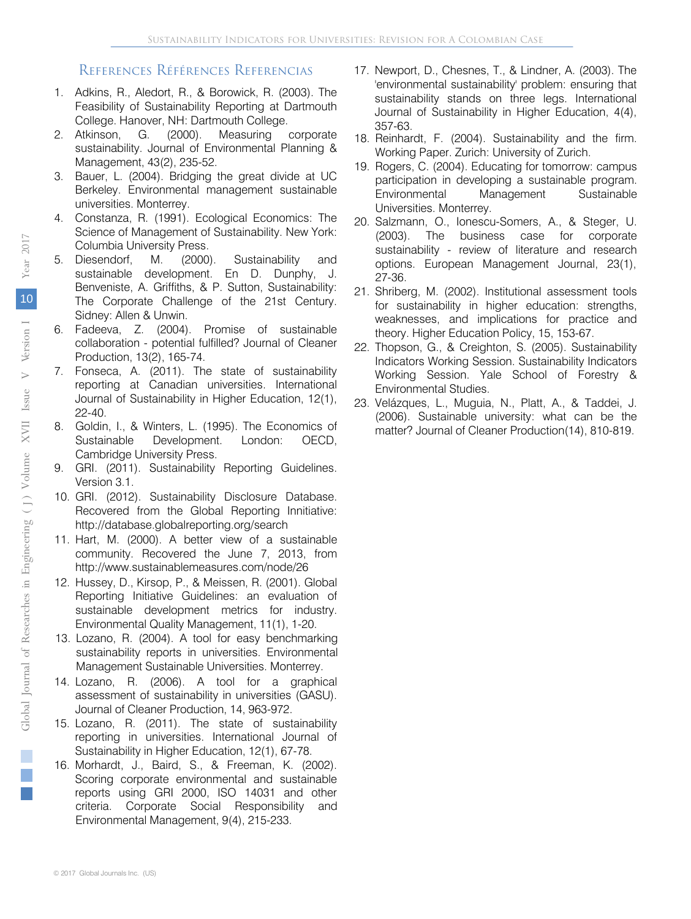## References Références Referencias

1. Adkins, R., Aledort, R., & Borowick, R. (2003). The Feasibility of Sustainability Reporting at Dartmouth College. Hanover, NH: Dartmouth College.
2. Atkinson, G. (2000). Measuring corporate sustainability. Journal of Environmental Planning & Management, 43(2), 235-52.
3. Bauer, L. (2004). Bridging the great divide at UC Berkeley. Environmental management sustainable universities. Monterrey.
4. Constanza, R. (1991). Ecological Economics: The Science of Management of Sustainability. New York: Columbia University Press.
5. Diesendorf, M. (2000). Sustainability and sustainable development. En D. Dunphy, J. Benveniste, A. Griffiths, & P. Sutton, Sustainability: The Corporate Challenge of the 21st Century. Sidney: Allen & Unwin.
6. Fadeeva, Z. (2004). Promise of sustainable collaboration - potential fulfilled? Journal of Cleaner Production, 13(2), 165-74.
7. Fonseca, A. (2011). The state of sustainability reporting at Canadian universities. International Journal of Sustainability in Higher Education, 12(1), 22-40.
8. Goldin, I., & Winters, L. (1995). The Economics of Sustainable Development. London: OECD, Cambridge University Press.
9. GRI. (2011). Sustainability Reporting Guidelines. Version 3.1.
10. GRI. (2012). Sustainability Disclosure Database. Recovered from the Global Reporting Innitiative: http://database.globalreporting.org/search
11. Hart, M. (2000). A better view of a sustainable community. Recovered the June 7, 2013, from http://www.sustainablemeasures.com/node/26
12. Hussey, D., Kirsop, P., & Meissen, R. (2001). Global Reporting Initiative Guidelines: an evaluation of sustainable development metrics for industry. Environmental Quality Management, 11(1), 1-20.
13. Lozano, R. (2004). A tool for easy benchmarking sustainability reports in universities. Environmental Management Sustainable Universities. Monterrey.
14. Lozano, R. (2006). A tool for a graphical assessment of sustainability in universities (GASU). Journal of Cleaner Production, 14, 963-972.
15. Lozano, R. (2011). The state of sustainability reporting in universities. International Journal of Sustainability in Higher Education, 12(1), 67-78.
16. Morhardt, J., Baird, S., & Freeman, K. (2002). Scoring corporate environmental and sustainable reports using GRI 2000, ISO 14031 and other criteria. Corporate Social Responsibility and Environmental Management, 9(4), 215-233.
17. Newport, D., Chesnes, T., & Lindner, A. (2003). The 'environmental sustainability' problem: ensuring that sustainability stands on three legs. International Journal of Sustainability in Higher Education, 4(4), 357-63.
18. Reinhardt, F. (2004). Sustainability and the firm. Working Paper. Zurich: University of Zurich.
19. Rogers, C. (2004). Educating for tomorrow: campus participation in developing a sustainable program. Environmental Management Sustainable Universities. Monterrey.
20. Salzmann, O., Ionescu-Somers, A., & Steger, U. (2003). The business case for corporate sustainability - review of literature and research options. European Management Journal, 23(1), 27-36.
21. Shriberg, M. (2002). Institutional assessment tools for sustainability in higher education: strengths, weaknesses, and implications for practice and theory. Higher Education Policy, 15, 153-67.
22. Thopson, G., & Creighton, S. (2005). Sustainability Indicators Working Session. Sustainability Indicators Working Session. Yale School of Forestry & Environmental Studies.
23. Velázques, L., Muguia, N., Platt, A., & Taddei, J. (2006). Sustainable university: what can be the matter? Journal of Cleaner Production(14), 810-819.